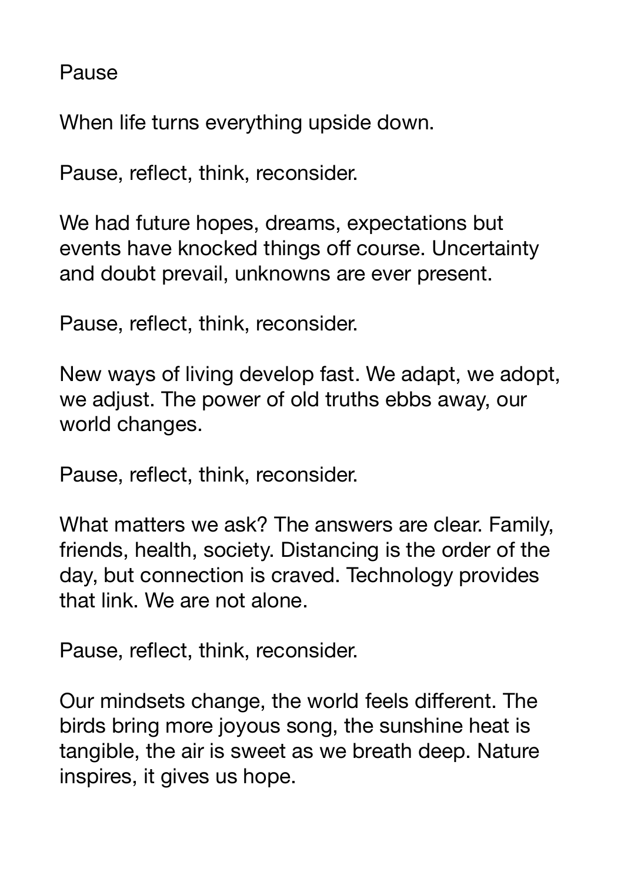# Pause

When life turns everything upside down.

Pause, reflect, think, reconsider.

We had future hopes, dreams, expectations but events have knocked things off course. Uncertainty and doubt prevail, unknowns are ever present.

Pause, reflect, think, reconsider.

New ways of living develop fast. We adapt, we adopt, we adjust. The power of old truths ebbs away, our world changes.

Pause, reflect, think, reconsider.

What matters we ask? The answers are clear. Family, friends, health, society. Distancing is the order of the day, but connection is craved. Technology provides that link. We are not alone.

Pause, reflect, think, reconsider.

Our mindsets change, the world feels different. The birds bring more joyous song, the sunshine heat is tangible, the air is sweet as we breath deep. Nature inspires, it gives us hope.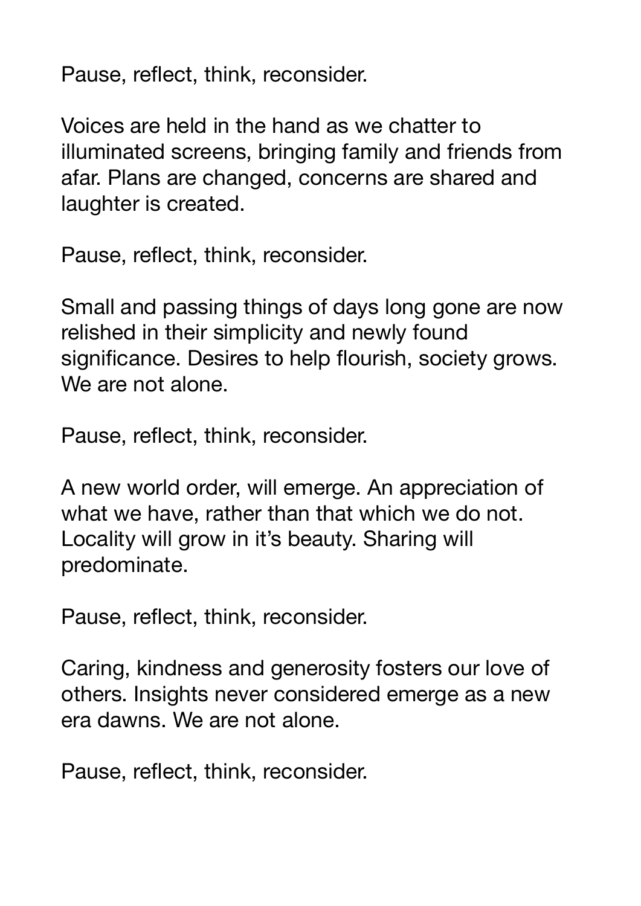Pause, reflect, think, reconsider.

Voices are held in the hand as we chatter to illuminated screens, bringing family and friends from afar. Plans are changed, concerns are shared and laughter is created.

Pause, reflect, think, reconsider.

Small and passing things of days long gone are now relished in their simplicity and newly found significance. Desires to help flourish, society grows. We are not alone.

Pause, reflect, think, reconsider.

A new world order, will emerge. An appreciation of what we have, rather than that which we do not. Locality will grow in it's beauty. Sharing will predominate.

Pause, reflect, think, reconsider.

Caring, kindness and generosity fosters our love of others. Insights never considered emerge as a new era dawns. We are not alone.

Pause, reflect, think, reconsider.